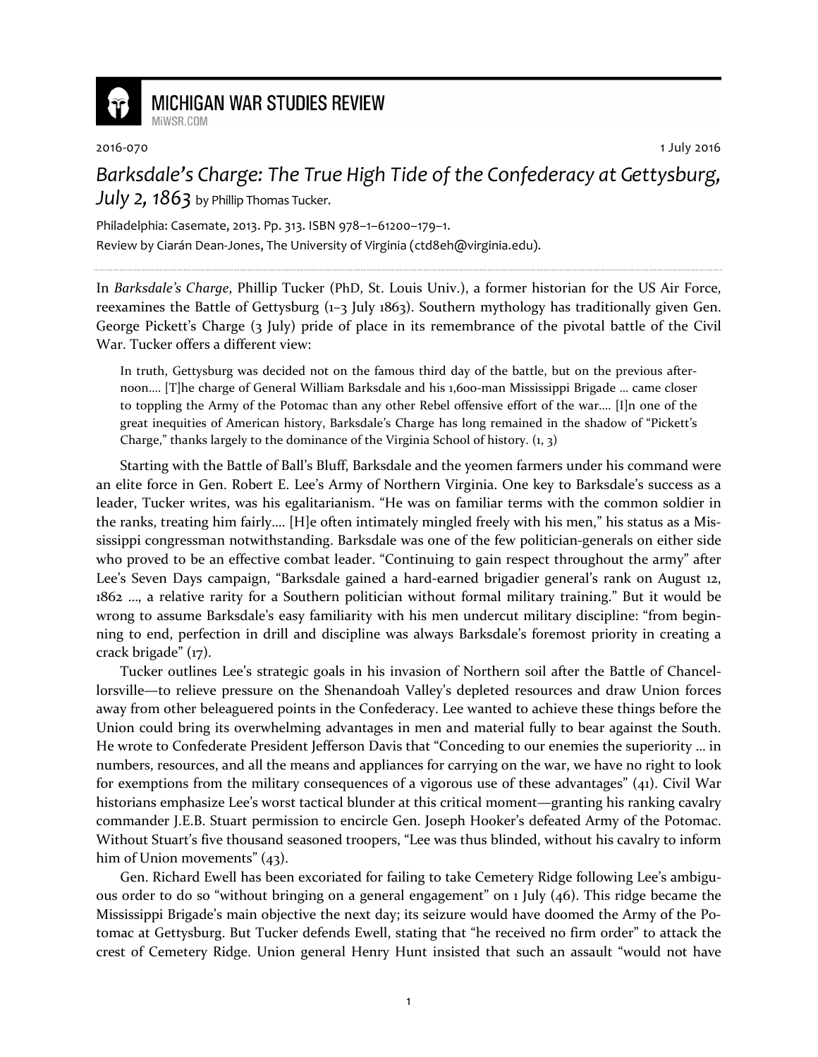MICHIGAN WAR STUDIES REVIEW
MiWSR.COM

2016-070 1 July 2016

# *Barksdale's Charge: The True High Tide of the Confederacy at Gettysburg, July 2, 1863* by Phillip Thomas Tucker.

Philadelphia: Casemate, 2013. Pp. 313. ISBN 978–1–61200–179–1.
Review by Ciarán Dean-Jones, The University of Virginia (ctd8eh@virginia.edu).

---

In *Barksdale's Charge*, Phillip Tucker (PhD, St. Louis Univ.), a former historian for the US Air Force, reexamines the Battle of Gettysburg (1–3 July 1863). Southern mythology has traditionally given Gen. George Pickett's Charge (3 July) pride of place in its remembrance of the pivotal battle of the Civil War. Tucker offers a different view:

> In truth, Gettysburg was decided not on the famous third day of the battle, but on the previous afternoon.... [T]he charge of General William Barksdale and his 1,600-man Mississippi Brigade ... came closer to toppling the Army of the Potomac than any other Rebel offensive effort of the war.... [I]n one of the great inequities of American history, Barksdale's Charge has long remained in the shadow of "Pickett's Charge," thanks largely to the dominance of the Virginia School of history. (1, 3)

Starting with the Battle of Ball's Bluff, Barksdale and the yeomen farmers under his command were an elite force in Gen. Robert E. Lee's Army of Northern Virginia. One key to Barksdale's success as a leader, Tucker writes, was his egalitarianism. "He was on familiar terms with the common soldier in the ranks, treating him fairly.... [H]e often intimately mingled freely with his men," his status as a Mississippi congressman notwithstanding. Barksdale was one of the few politician-generals on either side who proved to be an effective combat leader. "Continuing to gain respect throughout the army" after Lee's Seven Days campaign, "Barksdale gained a hard-earned brigadier general's rank on August 12, 1862 ..., a relative rarity for a Southern politician without formal military training." But it would be wrong to assume Barksdale's easy familiarity with his men undercut military discipline: "from beginning to end, perfection in drill and discipline was always Barksdale's foremost priority in creating a crack brigade" (17).

Tucker outlines Lee's strategic goals in his invasion of Northern soil after the Battle of Chancellorsville—to relieve pressure on the Shenandoah Valley's depleted resources and draw Union forces away from other beleaguered points in the Confederacy. Lee wanted to achieve these things before the Union could bring its overwhelming advantages in men and material fully to bear against the South. He wrote to Confederate President Jefferson Davis that "Conceding to our enemies the superiority ... in numbers, resources, and all the means and appliances for carrying on the war, we have no right to look for exemptions from the military consequences of a vigorous use of these advantages" (41). Civil War historians emphasize Lee's worst tactical blunder at this critical moment—granting his ranking cavalry commander J.E.B. Stuart permission to encircle Gen. Joseph Hooker's defeated Army of the Potomac. Without Stuart's five thousand seasoned troopers, "Lee was thus blinded, without his cavalry to inform him of Union movements" (43).

Gen. Richard Ewell has been excoriated for failing to take Cemetery Ridge following Lee's ambiguous order to do so "without bringing on a general engagement" on 1 July (46). This ridge became the Mississippi Brigade's main objective the next day; its seizure would have doomed the Army of the Potomac at Gettysburg. But Tucker defends Ewell, stating that "he received no firm order" to attack the crest of Cemetery Ridge. Union general Henry Hunt insisted that such an assault "would not have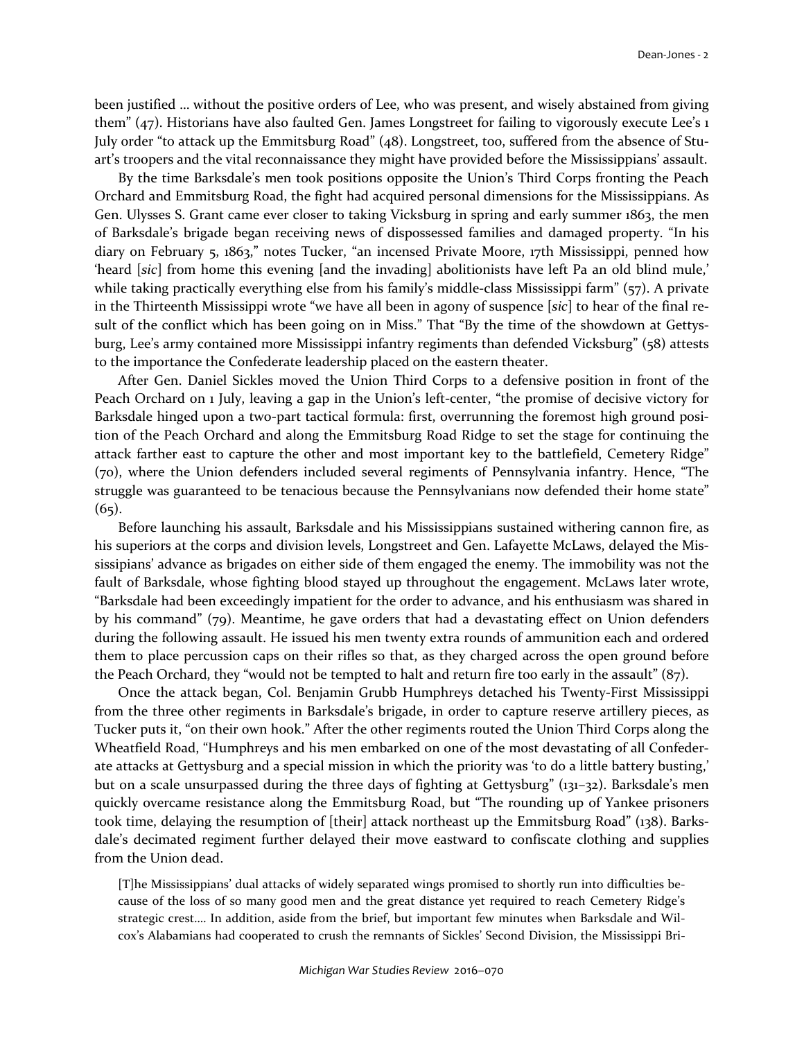been justified … without the positive orders of Lee, who was present, and wisely abstained from giving them" (47). Historians have also faulted Gen. James Longstreet for failing to vigorously execute Lee's 1 July order "to attack up the Emmitsburg Road" (48). Longstreet, too, suffered from the absence of Stuart's troopers and the vital reconnaissance they might have provided before the Mississippians' assault.

By the time Barksdale's men took positions opposite the Union's Third Corps fronting the Peach Orchard and Emmitsburg Road, the fight had acquired personal dimensions for the Mississippians. As Gen. Ulysses S. Grant came ever closer to taking Vicksburg in spring and early summer 1863, the men of Barksdale's brigade began receiving news of dispossessed families and damaged property. "In his diary on February 5, 1863," notes Tucker, "an incensed Private Moore, 17th Mississippi, penned how 'heard [*sic*] from home this evening [and the invading] abolitionists have left Pa an old blind mule,' while taking practically everything else from his family's middle-class Mississippi farm" (57). A private in the Thirteenth Mississippi wrote "we have all been in agony of suspence [*sic*] to hear of the final result of the conflict which has been going on in Miss." That "By the time of the showdown at Gettysburg, Lee's army contained more Mississippi infantry regiments than defended Vicksburg" (58) attests to the importance the Confederate leadership placed on the eastern theater.

After Gen. Daniel Sickles moved the Union Third Corps to a defensive position in front of the Peach Orchard on 1 July, leaving a gap in the Union's left-center, "the promise of decisive victory for Barksdale hinged upon a two-part tactical formula: first, overrunning the foremost high ground position of the Peach Orchard and along the Emmitsburg Road Ridge to set the stage for continuing the attack farther east to capture the other and most important key to the battlefield, Cemetery Ridge" (70), where the Union defenders included several regiments of Pennsylvania infantry. Hence, "The struggle was guaranteed to be tenacious because the Pennsylvanians now defended their home state" (65).

Before launching his assault, Barksdale and his Mississippians sustained withering cannon fire, as his superiors at the corps and division levels, Longstreet and Gen. Lafayette McLaws, delayed the Mississippians' advance as brigades on either side of them engaged the enemy. The immobility was not the fault of Barksdale, whose fighting blood stayed up throughout the engagement. McLaws later wrote, "Barksdale had been exceedingly impatient for the order to advance, and his enthusiasm was shared in by his command" (79). Meantime, he gave orders that had a devastating effect on Union defenders during the following assault. He issued his men twenty extra rounds of ammunition each and ordered them to place percussion caps on their rifles so that, as they charged across the open ground before the Peach Orchard, they "would not be tempted to halt and return fire too early in the assault" (87).

Once the attack began, Col. Benjamin Grubb Humphreys detached his Twenty-First Mississippi from the three other regiments in Barksdale's brigade, in order to capture reserve artillery pieces, as Tucker puts it, "on their own hook." After the other regiments routed the Union Third Corps along the Wheatfield Road, "Humphreys and his men embarked on one of the most devastating of all Confederate attacks at Gettysburg and a special mission in which the priority was 'to do a little battery busting,' but on a scale unsurpassed during the three days of fighting at Gettysburg" (131–32). Barksdale's men quickly overcame resistance along the Emmitsburg Road, but "The rounding up of Yankee prisoners took time, delaying the resumption of [their] attack northeast up the Emmitsburg Road" (138). Barksdale's decimated regiment further delayed their move eastward to confiscate clothing and supplies from the Union dead.

> [T]he Mississippians' dual attacks of widely separated wings promised to shortly run into difficulties because of the loss of so many good men and the great distance yet required to reach Cemetery Ridge's strategic crest…. In addition, aside from the brief, but important few minutes when Barksdale and Wilcox's Alabamians had cooperated to crush the remnants of Sickles' Second Division, the Mississippi Bri-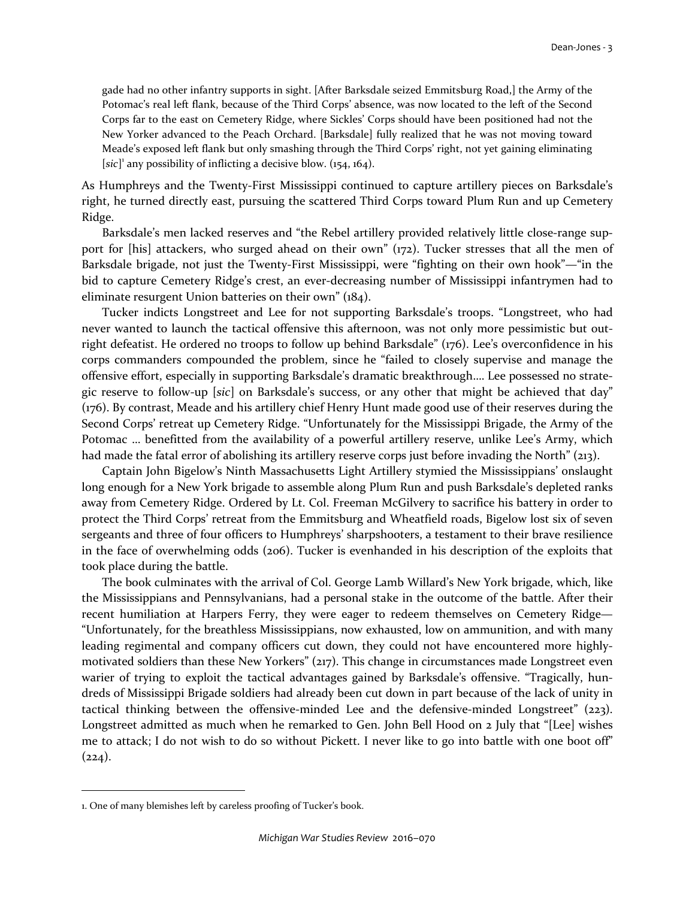> gade had no other infantry supports in sight. [After Barksdale seized Emmitsburg Road,] the Army of the Potomac's real left flank, because of the Third Corps' absence, was now located to the left of the Second Corps far to the east on Cemetery Ridge, where Sickles' Corps should have been positioned had not the New Yorker advanced to the Peach Orchard. [Barksdale] fully realized that he was not moving toward Meade's exposed left flank but only smashing through the Third Corps' right, not yet gaining eliminating [*sic*][1] any possibility of inflicting a decisive blow. (154, 164).

As Humphreys and the Twenty-First Mississippi continued to capture artillery pieces on Barksdale's right, he turned directly east, pursuing the scattered Third Corps toward Plum Run and up Cemetery Ridge.

Barksdale's men lacked reserves and "the Rebel artillery provided relatively little close-range support for [his] attackers, who surged ahead on their own" (172). Tucker stresses that all the men of Barksdale brigade, not just the Twenty-First Mississippi, were "fighting on their own hook"—"in the bid to capture Cemetery Ridge's crest, an ever-decreasing number of Mississippi infantrymen had to eliminate resurgent Union batteries on their own" (184).

Tucker indicts Longstreet and Lee for not supporting Barksdale's troops. "Longstreet, who had never wanted to launch the tactical offensive this afternoon, was not only more pessimistic but outright defeatist. He ordered no troops to follow up behind Barksdale" (176). Lee's overconfidence in his corps commanders compounded the problem, since he "failed to closely supervise and manage the offensive effort, especially in supporting Barksdale's dramatic breakthrough.... Lee possessed no strategic reserve to follow-up [*sic*] on Barksdale's success, or any other that might be achieved that day" (176). By contrast, Meade and his artillery chief Henry Hunt made good use of their reserves during the Second Corps' retreat up Cemetery Ridge. "Unfortunately for the Mississippi Brigade, the Army of the Potomac ... benefitted from the availability of a powerful artillery reserve, unlike Lee's Army, which had made the fatal error of abolishing its artillery reserve corps just before invading the North" (213).

Captain John Bigelow's Ninth Massachusetts Light Artillery stymied the Mississippians' onslaught long enough for a New York brigade to assemble along Plum Run and push Barksdale's depleted ranks away from Cemetery Ridge. Ordered by Lt. Col. Freeman McGilvery to sacrifice his battery in order to protect the Third Corps' retreat from the Emmitsburg and Wheatfield roads, Bigelow lost six of seven sergeants and three of four officers to Humphreys' sharpshooters, a testament to their brave resilience in the face of overwhelming odds (206). Tucker is evenhanded in his description of the exploits that took place during the battle.

The book culminates with the arrival of Col. George Lamb Willard's New York brigade, which, like the Mississippians and Pennsylvanians, had a personal stake in the outcome of the battle. After their recent humiliation at Harpers Ferry, they were eager to redeem themselves on Cemetery Ridge—"Unfortunately, for the breathless Mississippians, now exhausted, low on ammunition, and with many leading regimental and company officers cut down, they could not have encountered more highly-motivated soldiers than these New Yorkers" (217). This change in circumstances made Longstreet even warier of trying to exploit the tactical advantages gained by Barksdale's offensive. "Tragically, hundreds of Mississippi Brigade soldiers had already been cut down in part because of the lack of unity in tactical thinking between the offensive-minded Lee and the defensive-minded Longstreet" (223). Longstreet admitted as much when he remarked to Gen. John Bell Hood on 2 July that "[Lee] wishes me to attack; I do not wish to do so without Pickett. I never like to go into battle with one boot off" (224).

---

1. One of many blemishes left by careless proofing of Tucker's book.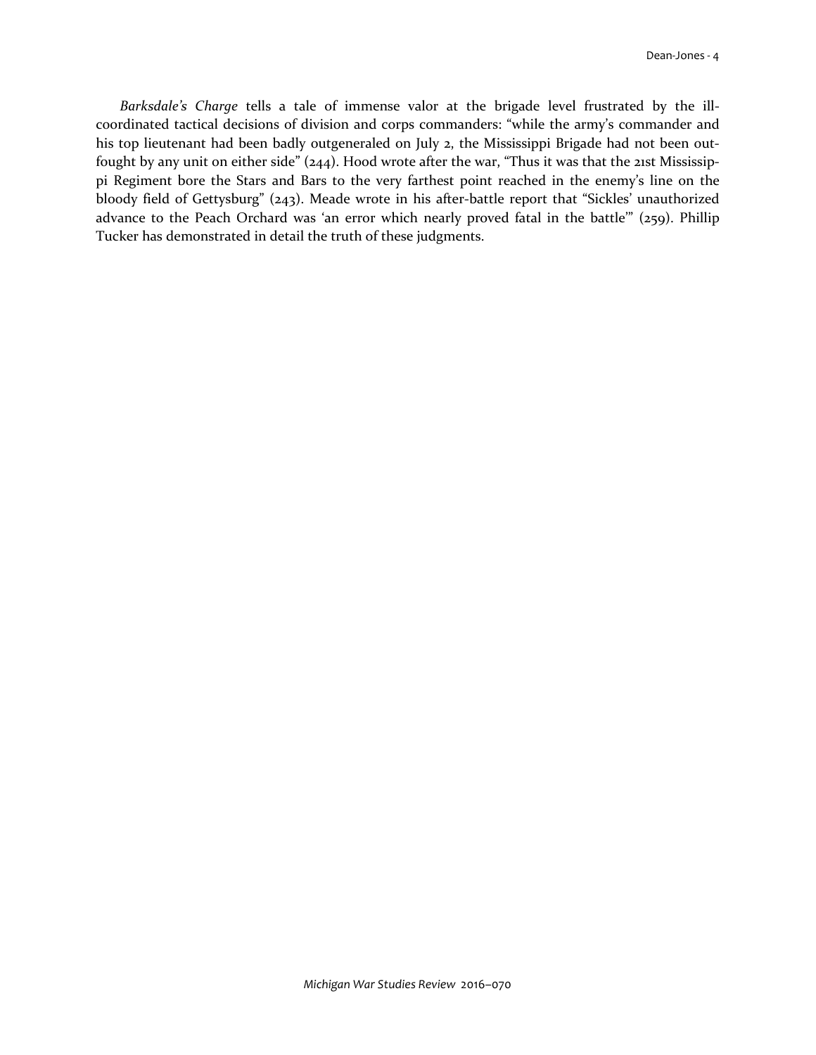*Barksdale's Charge* tells a tale of immense valor at the brigade level frustrated by the ill-coordinated tactical decisions of division and corps commanders: "while the army's commander and his top lieutenant had been badly outgeneraled on July 2, the Mississippi Brigade had not been out-fought by any unit on either side" (244). Hood wrote after the war, "Thus it was that the 21st Mississippi Regiment bore the Stars and Bars to the very farthest point reached in the enemy's line on the bloody field of Gettysburg" (243). Meade wrote in his after-battle report that "Sickles' unauthorized advance to the Peach Orchard was 'an error which nearly proved fatal in the battle'" (259). Phillip Tucker has demonstrated in detail the truth of these judgments.